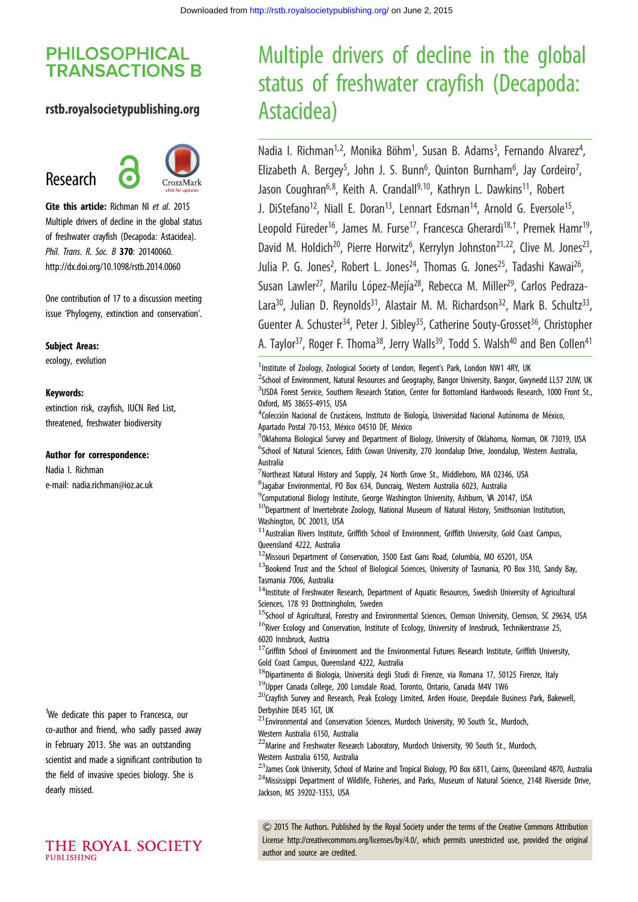PHILOSOPHICAL TRANSACTIONS B

rstb.royalsocietypublishing.org

Research

**Cite this article:** Richman NI *et al.* 2015 Multiple drivers of decline in the global status of freshwater crayfish (Decapoda: Astacidea). *Phil. Trans. R. Soc. B* **370**: 20140060. http://dx.doi.org/10.1098/rstb.2014.0060

One contribution of 17 to a discussion meeting issue 'Phylogeny, extinction and conservation'.

**Subject Areas:**
ecology, evolution

**Keywords:**
extinction risk, crayfish, IUCN Red List, threatened, freshwater biodiversity

**Author for correspondence:**
Nadia I. Richman
e-mail: nadia.richman@ioz.ac.uk

†We dedicate this paper to Francesca, our co-author and friend, who sadly passed away in February 2013. She was an outstanding scientist and made a significant contribution to the field of invasive species biology. She is dearly missed.

# Multiple drivers of decline in the global status of freshwater crayfish (Decapoda: Astacidea)

Nadia I. Richman[1,2], Monika Böhm[1], Susan B. Adams[3], Fernando Alvarez[4], Elizabeth A. Bergey[5], John J. S. Bunn[6], Quinton Burnham[6], Jay Cordeiro[7], Jason Coughran[6,8], Keith A. Crandall[9,10], Kathryn L. Dawkins[11], Robert J. DiStefano[12], Niall E. Doran[13], Lennart Edsman[14], Arnold G. Eversole[15], Leopold Füreder[16], James M. Furse[17], Francesca Gherardi[18,†], Premek Hamr[19], David M. Holdich[20], Pierre Horwitz[6], Kerrylyn Johnston[21,22], Clive M. Jones[23], Julia P. G. Jones[2], Robert L. Jones[24], Thomas G. Jones[25], Tadashi Kawai[26], Susan Lawler[27], Marilu López-Mejía[28], Rebecca M. Miller[29], Carlos Pedraza-Lara[30], Julian D. Reynolds[31], Alastair M. M. Richardson[32], Mark B. Schultz[33], Guenter A. Schuster[34], Peter J. Sibley[35], Catherine Souty-Grosset[36], Christopher A. Taylor[37], Roger F. Thoma[38], Jerry Walls[39], Todd S. Walsh[40] and Ben Collen[41]

[1]Institute of Zoology, Zoological Society of London, Regent's Park, London NW1 4RY, UK
[2]School of Environment, Natural Resources and Geography, Bangor University, Bangor, Gwynedd LL57 2UW, UK
[3]USDA Forest Service, Southern Research Station, Center for Bottomland Hardwoods Research, 1000 Front St., Oxford, MS 38655-4915, USA
[4]Colección Nacional de Crustáceos, Instituto de Biología, Universidad Nacional Autónoma de México, Apartado Postal 70-153, México 04510 DF, México
[5]Oklahoma Biological Survey and Department of Biology, University of Oklahoma, Norman, OK 73019, USA
[6]School of Natural Sciences, Edith Cowan University, 270 Joondalup Drive, Joondalup, Western Australia, Australia
[7]Northeast Natural History and Supply, 24 North Grove St., Middleboro, MA 02346, USA
[8]Jagabar Environmental, PO Box 634, Duncraig, Western Australia 6023, Australia
[9]Computational Biology Institute, George Washington University, Ashburn, VA 20147, USA
[10]Department of Invertebrate Zoology, National Museum of Natural History, Smithsonian Institution, Washington, DC 20013, USA
[11]Australian Rivers Institute, Griffith School of Environment, Griffith University, Gold Coast Campus, Queensland 4222, Australia
[12]Missouri Department of Conservation, 3500 East Gans Road, Columbia, MO 65201, USA
[13]Bookend Trust and the School of Biological Sciences, University of Tasmania, PO Box 310, Sandy Bay, Tasmania 7006, Australia
[14]Institute of Freshwater Research, Department of Aquatic Resources, Swedish University of Agricultural Sciences, 178 93 Drottningholm, Sweden
[15]School of Agricultural, Forestry and Environmental Sciences, Clemson University, Clemson, SC 29634, USA
[16]River Ecology and Conservation, Institute of Ecology, University of Innsbruck, Technikerstrasse 25, 6020 Innsbruck, Austria
[17]Griffith School of Environment and the Environmental Futures Research Institute, Griffith University, Gold Coast Campus, Queensland 4222, Australia
[18]Dipartimento di Biologia, Università degli Studi di Firenze, via Romana 17, 50125 Firenze, Italy
[19]Upper Canada College, 200 Lonsdale Road, Toronto, Ontario, Canada M4V 1W6
[20]Crayfish Survey and Research, Peak Ecology Limited, Arden House, Deepdale Business Park, Bakewell, Derbyshire DE45 1GT, UK
[21]Environmental and Conservation Sciences, Murdoch University, 90 South St., Murdoch, Western Australia 6150, Australia
[22]Marine and Freshwater Research Laboratory, Murdoch University, 90 South St., Murdoch, Western Australia 6150, Australia
[23]James Cook University, School of Marine and Tropical Biology, PO Box 6811, Cairns, Queensland 4870, Australia
[24]Mississippi Department of Wildlife, Fisheries, and Parks, Museum of Natural Science, 2148 Riverside Drive, Jackson, MS 39202-1353, USA

© 2015 The Authors. Published by the Royal Society under the terms of the Creative Commons Attribution License http://creativecommons.org/licenses/by/4.0/, which permits unrestricted use, provided the original author and source are credited.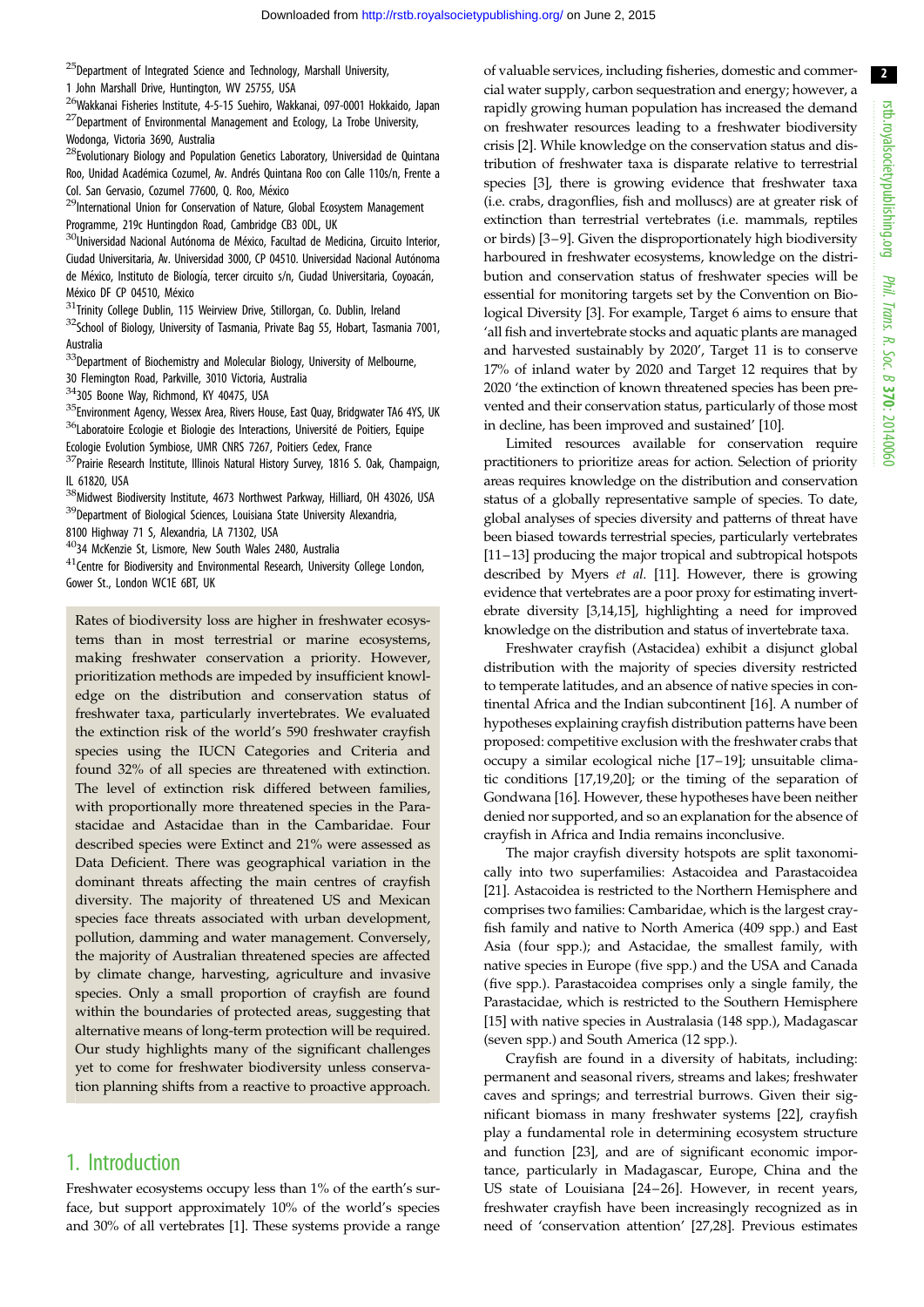[25]Department of Integrated Science and Technology, Marshall University, 1 John Marshall Drive, Huntington, WV 25755, USA
[26]Wakkanai Fisheries Institute, 4-5-15 Suehiro, Wakkanai, 097-0001 Hokkaido, Japan
[27]Department of Environmental Management and Ecology, La Trobe University, Wodonga, Victoria 3690, Australia
[28]Evolutionary Biology and Population Genetics Laboratory, Universidad de Quintana Roo, Unidad Académica Cozumel, Av. Andrés Quintana Roo con Calle 110s/n, Frente a Col. San Gervasio, Cozumel 77600, Q. Roo, México
[29]International Union for Conservation of Nature, Global Ecosystem Management Programme, 219c Huntingdon Road, Cambridge CB3 0DL, UK
[30]Universidad Nacional Autónoma de México, Facultad de Medicina, Circuito Interior, Ciudad Universitaria, Av. Universidad 3000, CP 04510. Universidad Nacional Autónoma de México, Instituto de Biología, tercer circuito s/n, Ciudad Universitaria, Coyoacán, México DF CP 04510, México
[31]Trinity College Dublin, 115 Weirview Drive, Stillorgan, Co. Dublin, Ireland
[32]School of Biology, University of Tasmania, Private Bag 55, Hobart, Tasmania 7001, Australia
[33]Department of Biochemistry and Molecular Biology, University of Melbourne, 30 Flemington Road, Parkville, 3010 Victoria, Australia
[34]305 Boone Way, Richmond, KY 40475, USA
[35]Environment Agency, Wessex Area, Rivers House, East Quay, Bridgwater TA6 4YS, UK
[36]Laboratoire Ecologie et Biologie des Interactions, Université de Poitiers, Equipe Ecologie Evolution Symbiose, UMR CNRS 7267, Poitiers Cedex, France
[37]Prairie Research Institute, Illinois Natural History Survey, 1816 S. Oak, Champaign, IL 61820, USA
[38]Midwest Biodiversity Institute, 4673 Northwest Parkway, Hilliard, OH 43026, USA
[39]Department of Biological Sciences, Louisiana State University Alexandria, 8100 Highway 71 S, Alexandria, LA 71302, USA
[40]34 McKenzie St, Lismore, New South Wales 2480, Australia
[41]Centre for Biodiversity and Environmental Research, University College London, Gower St., London WC1E 6BT, UK

Rates of biodiversity loss are higher in freshwater ecosystems than in most terrestrial or marine ecosystems, making freshwater conservation a priority. However, prioritization methods are impeded by insufficient knowledge on the distribution and conservation status of freshwater taxa, particularly invertebrates. We evaluated the extinction risk of the world's 590 freshwater crayfish species using the IUCN Categories and Criteria and found 32% of all species are threatened with extinction. The level of extinction risk differed between families, with proportionally more threatened species in the Parastacidae and Astacidae than in the Cambaridae. Four described species were Extinct and 21% were assessed as Data Deficient. There was geographical variation in the dominant threats affecting the main centres of crayfish diversity. The majority of threatened US and Mexican species face threats associated with urban development, pollution, damming and water management. Conversely, the majority of Australian threatened species are affected by climate change, harvesting, agriculture and invasive species. Only a small proportion of crayfish are found within the boundaries of protected areas, suggesting that alternative means of long-term protection will be required. Our study highlights many of the significant challenges yet to come for freshwater biodiversity unless conservation planning shifts from a reactive to proactive approach.

## 1. Introduction

Freshwater ecosystems occupy less than 1% of the earth's surface, but support approximately 10% of the world's species and 30% of all vertebrates [1]. These systems provide a range of valuable services, including fisheries, domestic and commercial water supply, carbon sequestration and energy; however, a rapidly growing human population has increased the demand on freshwater resources leading to a freshwater biodiversity crisis [2]. While knowledge on the conservation status and distribution of freshwater taxa is disparate relative to terrestrial species [3], there is growing evidence that freshwater taxa (i.e. crabs, dragonflies, fish and molluscs) are at greater risk of extinction than terrestrial vertebrates (i.e. mammals, reptiles or birds) [3–9]. Given the disproportionately high biodiversity harboured in freshwater ecosystems, knowledge on the distribution and conservation status of freshwater species will be essential for monitoring targets set by the Convention on Biological Diversity [3]. For example, Target 6 aims to ensure that 'all fish and invertebrate stocks and aquatic plants are managed and harvested sustainably by 2020', Target 11 is to conserve 17% of inland water by 2020 and Target 12 requires that by 2020 'the extinction of known threatened species has been prevented and their conservation status, particularly of those most in decline, has been improved and sustained' [10].

Limited resources available for conservation require practitioners to prioritize areas for action. Selection of priority areas requires knowledge on the distribution and conservation status of a globally representative sample of species. To date, global analyses of species diversity and patterns of threat have been biased towards terrestrial species, particularly vertebrates [11–13] producing the major tropical and subtropical hotspots described by Myers *et al.* [11]. However, there is growing evidence that vertebrates are a poor proxy for estimating invertebrate diversity [3,14,15], highlighting a need for improved knowledge on the distribution and status of invertebrate taxa.

Freshwater crayfish (Astacidea) exhibit a disjunct global distribution with the majority of species diversity restricted to temperate latitudes, and an absence of native species in continental Africa and the Indian subcontinent [16]. A number of hypotheses explaining crayfish distribution patterns have been proposed: competitive exclusion with the freshwater crabs that occupy a similar ecological niche [17–19]; unsuitable climatic conditions [17,19,20]; or the timing of the separation of Gondwana [16]. However, these hypotheses have been neither denied nor supported, and so an explanation for the absence of crayfish in Africa and India remains inconclusive.

The major crayfish diversity hotspots are split taxonomically into two superfamilies: Astacoidea and Parastacoidea [21]. Astacoidea is restricted to the Northern Hemisphere and comprises two families: Cambaridae, which is the largest crayfish family and native to North America (409 spp.) and East Asia (four spp.); and Astacidae, the smallest family, with native species in Europe (five spp.) and the USA and Canada (five spp.). Parastacoidea comprises only a single family, the Parastacidae, which is restricted to the Southern Hemisphere [15] with native species in Australasia (148 spp.), Madagascar (seven spp.) and South America (12 spp.).

Crayfish are found in a diversity of habitats, including: permanent and seasonal rivers, streams and lakes; freshwater caves and springs; and terrestrial burrows. Given their significant biomass in many freshwater systems [22], crayfish play a fundamental role in determining ecosystem structure and function [23], and are of significant economic importance, particularly in Madagascar, Europe, China and the US state of Louisiana [24–26]. However, in recent years, freshwater crayfish have been increasingly recognized as in need of 'conservation attention' [27,28]. Previous estimates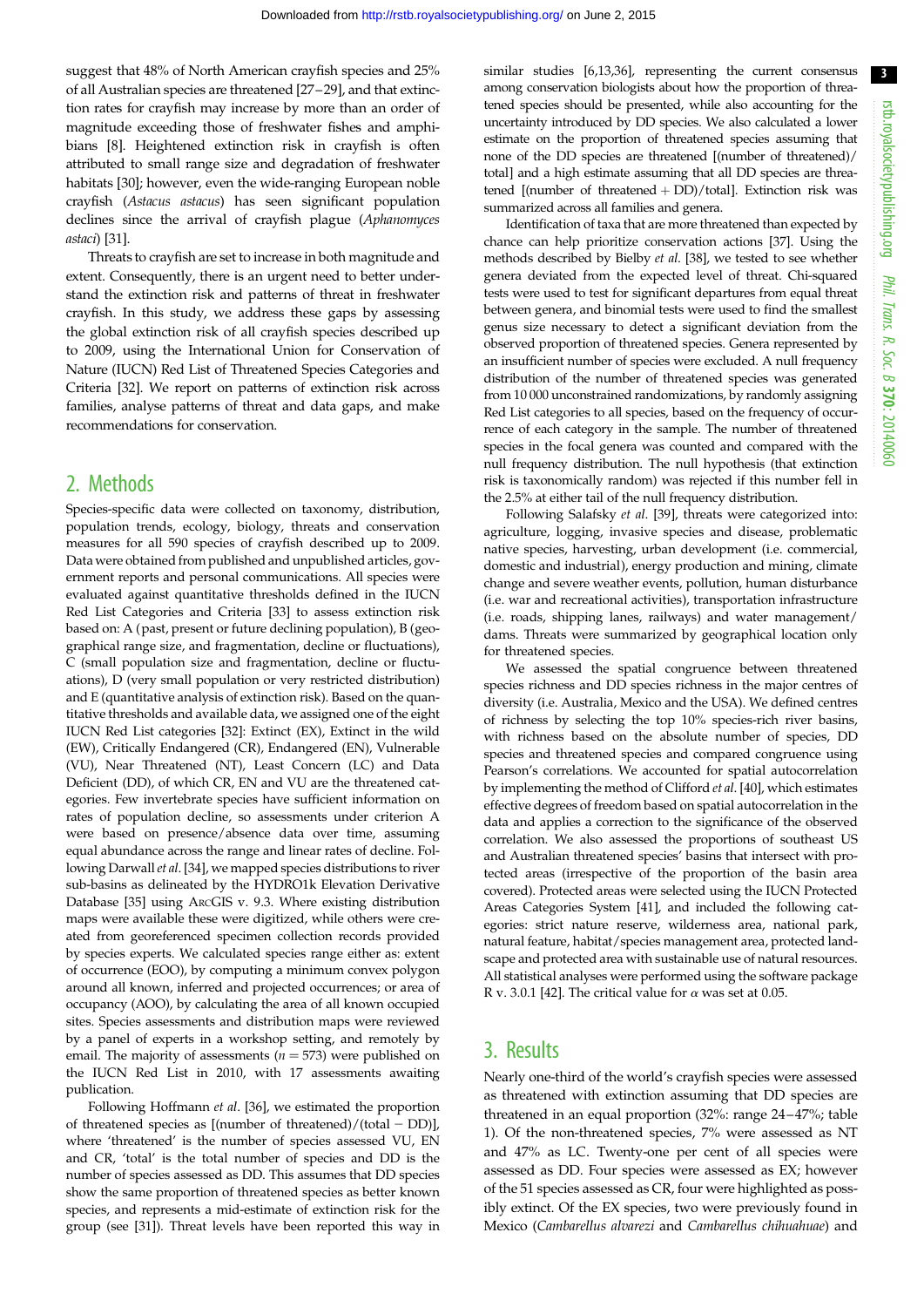suggest that 48% of North American crayfish species and 25% of all Australian species are threatened [27–29], and that extinction rates for crayfish may increase by more than an order of magnitude exceeding those of freshwater fishes and amphibians [8]. Heightened extinction risk in crayfish is often attributed to small range size and degradation of freshwater habitats [30]; however, even the wide-ranging European noble crayfish (*Astacus astacus*) has seen significant population declines since the arrival of crayfish plague (*Aphanomyces astaci*) [31].

Threats to crayfish are set to increase in both magnitude and extent. Consequently, there is an urgent need to better understand the extinction risk and patterns of threat in freshwater crayfish. In this study, we address these gaps by assessing the global extinction risk of all crayfish species described up to 2009, using the International Union for Conservation of Nature (IUCN) Red List of Threatened Species Categories and Criteria [32]. We report on patterns of extinction risk across families, analyse patterns of threat and data gaps, and make recommendations for conservation.

## 2. Methods

Species-specific data were collected on taxonomy, distribution, population trends, ecology, biology, threats and conservation measures for all 590 species of crayfish described up to 2009. Data were obtained from published and unpublished articles, government reports and personal communications. All species were evaluated against quantitative thresholds defined in the IUCN Red List Categories and Criteria [33] to assess extinction risk based on: A (past, present or future declining population), B (geographical range size, and fragmentation, decline or fluctuations), C (small population size and fragmentation, decline or fluctuations), D (very small population or very restricted distribution) and E (quantitative analysis of extinction risk). Based on the quantitative thresholds and available data, we assigned one of the eight IUCN Red List categories [32]: Extinct (EX), Extinct in the wild (EW), Critically Endangered (CR), Endangered (EN), Vulnerable (VU), Near Threatened (NT), Least Concern (LC) and Data Deficient (DD), of which CR, EN and VU are the threatened categories. Few invertebrate species have sufficient information on rates of population decline, so assessments under criterion A were based on presence/absence data over time, assuming equal abundance across the range and linear rates of decline. Following Darwall *et al*. [34], we mapped species distributions to river sub-basins as delineated by the HYDRO1k Elevation Derivative Database [35] using ArcGIS v. 9.3. Where existing distribution maps were available these were digitized, while others were created from georeferenced specimen collection records provided by species experts. We calculated species range either as: extent of occurrence (EOO), by computing a minimum convex polygon around all known, inferred and projected occurrences; or area of occupancy (AOO), by calculating the area of all known occupied sites. Species assessments and distribution maps were reviewed by a panel of experts in a workshop setting, and remotely by email. The majority of assessments ($n = 573$) were published on the IUCN Red List in 2010, with 17 assessments awaiting publication.

Following Hoffmann *et al*. [36], we estimated the proportion of threatened species as [(number of threatened)/(total − DD)], where 'threatened' is the number of species assessed VU, EN and CR, 'total' is the total number of species and DD is the number of species assessed as DD. This assumes that DD species show the same proportion of threatened species as better known species, and represents a mid-estimate of extinction risk for the group (see [31]). Threat levels have been reported this way in similar studies [6,13,36], representing the current consensus among conservation biologists about how the proportion of threatened species should be presented, while also accounting for the uncertainty introduced by DD species. We also calculated a lower estimate on the proportion of threatened species assuming that none of the DD species are threatened [(number of threatened)/total] and a high estimate assuming that all DD species are threatened [(number of threatened + DD)/total]. Extinction risk was summarized across all families and genera.

Identification of taxa that are more threatened than expected by chance can help prioritize conservation actions [37]. Using the methods described by Bielby *et al*. [38], we tested to see whether genera deviated from the expected level of threat. Chi-squared tests were used to test for significant departures from equal threat between genera, and binomial tests were used to find the smallest genus size necessary to detect a significant deviation from the observed proportion of threatened species. Genera represented by an insufficient number of species were excluded. A null frequency distribution of the number of threatened species was generated from 10 000 unconstrained randomizations, by randomly assigning Red List categories to all species, based on the frequency of occurrence of each category in the sample. The number of threatened species in the focal genera was counted and compared with the null frequency distribution. The null hypothesis (that extinction risk is taxonomically random) was rejected if this number fell in the 2.5% at either tail of the null frequency distribution.

Following Salafsky *et al*. [39], threats were categorized into: agriculture, logging, invasive species and disease, problematic native species, harvesting, urban development (i.e. commercial, domestic and industrial), energy production and mining, climate change and severe weather events, pollution, human disturbance (i.e. war and recreational activities), transportation infrastructure (i.e. roads, shipping lanes, railways) and water management/dams. Threats were summarized by geographical location only for threatened species.

We assessed the spatial congruence between threatened species richness and DD species richness in the major centres of diversity (i.e. Australia, Mexico and the USA). We defined centres of richness by selecting the top 10% species-rich river basins, with richness based on the absolute number of species, DD species and threatened species and compared congruence using Pearson's correlations. We accounted for spatial autocorrelation by implementing the method of Clifford *et al*. [40], which estimates effective degrees of freedom based on spatial autocorrelation in the data and applies a correction to the significance of the observed correlation. We also assessed the proportions of southeast US and Australian threatened species' basins that intersect with protected areas (irrespective of the proportion of the basin area covered). Protected areas were selected using the IUCN Protected Areas Categories System [41], and included the following categories: strict nature reserve, wilderness area, national park, natural feature, habitat/species management area, protected landscape and protected area with sustainable use of natural resources. All statistical analyses were performed using the software package R v. 3.0.1 [42]. The critical value for $\alpha$ was set at 0.05.

## 3. Results

Nearly one-third of the world's crayfish species were assessed as threatened with extinction assuming that DD species are threatened in an equal proportion (32%: range 24–47%; table 1). Of the non-threatened species, 7% were assessed as NT and 47% as LC. Twenty-one per cent of all species were assessed as DD. Four species were assessed as EX; however of the 51 species assessed as CR, four were highlighted as possibly extinct. Of the EX species, two were previously found in Mexico (*Cambarellus alvarezi* and *Cambarellus chihuahuae*) and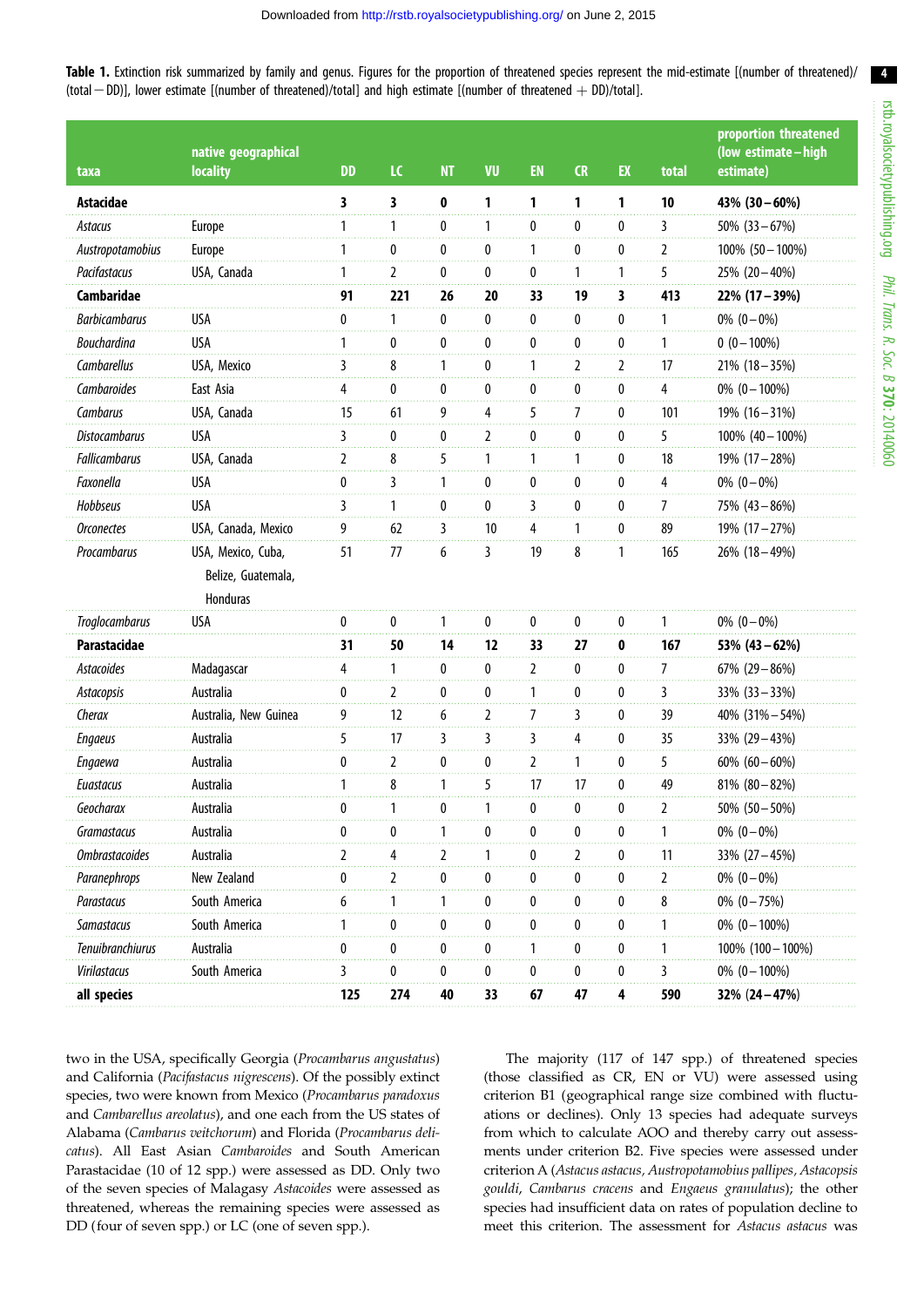**Table 1.** Extinction risk summarized by family and genus. Figures for the proportion of threatened species represent the mid-estimate [(number of threatened)/(total − DD)], lower estimate [(number of threatened)/total] and high estimate [(number of threatened + DD)/total].

| taxa | native geographical locality | DD | LC | NT | VU | EN | CR | EX | total | proportion threatened (low estimate–high estimate) |
|---|---|---|---|---|---|---|---|---|---|---|
| **Astacidae** | | **3** | **3** | **0** | **1** | **1** | **1** | **1** | **10** | **43% (30–60%)** |
| *Astacus* | Europe | 1 | 1 | 0 | 1 | 0 | 0 | 0 | 3 | 50% (33–67%) |
| *Austropotamobius* | Europe | 1 | 0 | 0 | 0 | 1 | 0 | 0 | 2 | 100% (50–100%) |
| *Pacifastacus* | USA, Canada | 1 | 2 | 0 | 0 | 0 | 1 | 1 | 5 | 25% (20–40%) |
| **Cambaridae** | | **91** | **221** | **26** | **20** | **33** | **19** | **3** | **413** | **22% (17–39%)** |
| *Barbicambarus* | USA | 0 | 1 | 0 | 0 | 0 | 0 | 0 | 1 | 0% (0–0%) |
| *Bouchardina* | USA | 1 | 0 | 0 | 0 | 0 | 0 | 0 | 1 | 0 (0–100%) |
| *Cambarellus* | USA, Mexico | 3 | 8 | 1 | 0 | 1 | 2 | 2 | 17 | 21% (18–35%) |
| *Cambaroides* | East Asia | 4 | 0 | 0 | 0 | 0 | 0 | 0 | 4 | 0% (0–100%) |
| *Cambarus* | USA, Canada | 15 | 61 | 9 | 4 | 5 | 7 | 0 | 101 | 19% (16–31%) |
| *Distocambarus* | USA | 3 | 0 | 0 | 2 | 0 | 0 | 0 | 5 | 100% (40–100%) |
| *Fallicambarus* | USA, Canada | 2 | 8 | 5 | 1 | 1 | 1 | 0 | 18 | 19% (17–28%) |
| *Faxonella* | USA | 0 | 3 | 1 | 0 | 0 | 0 | 0 | 4 | 0% (0–0%) |
| *Hobbseus* | USA | 3 | 1 | 0 | 0 | 3 | 0 | 0 | 7 | 75% (43–86%) |
| *Orconectes* | USA, Canada, Mexico | 9 | 62 | 3 | 10 | 4 | 1 | 0 | 89 | 19% (17–27%) |
| *Procambarus* | USA, Mexico, Cuba, Belize, Guatemala, Honduras | 51 | 77 | 6 | 3 | 19 | 8 | 1 | 165 | 26% (18–49%) |
| *Troglocambarus* | USA | 0 | 0 | 1 | 0 | 0 | 0 | 0 | 1 | 0% (0–0%) |
| **Parastacidae** | | **31** | **50** | **14** | **12** | **33** | **27** | **0** | **167** | **53% (43–62%)** |
| *Astacoides* | Madagascar | 4 | 1 | 0 | 0 | 2 | 0 | 0 | 7 | 67% (29–86%) |
| *Astacopsis* | Australia | 0 | 2 | 0 | 0 | 1 | 0 | 0 | 3 | 33% (33–33%) |
| *Cherax* | Australia, New Guinea | 9 | 12 | 6 | 2 | 7 | 3 | 0 | 39 | 40% (31%–54%) |
| *Engaeus* | Australia | 5 | 17 | 3 | 3 | 3 | 4 | 0 | 35 | 33% (29–43%) |
| *Engaewa* | Australia | 0 | 2 | 0 | 0 | 2 | 1 | 0 | 5 | 60% (60–60%) |
| *Euastacus* | Australia | 1 | 8 | 1 | 5 | 17 | 17 | 0 | 49 | 81% (80–82%) |
| *Geocharax* | Australia | 0 | 1 | 0 | 1 | 0 | 0 | 0 | 2 | 50% (50–50%) |
| *Gramastacus* | Australia | 0 | 0 | 1 | 0 | 0 | 0 | 0 | 1 | 0% (0–0%) |
| *Ombrastacoides* | Australia | 2 | 4 | 2 | 1 | 0 | 2 | 0 | 11 | 33% (27–45%) |
| *Paranephrops* | New Zealand | 0 | 2 | 0 | 0 | 0 | 0 | 0 | 2 | 0% (0–0%) |
| *Parastacus* | South America | 6 | 1 | 1 | 0 | 0 | 0 | 0 | 8 | 0% (0–75%) |
| *Samastacus* | South America | 1 | 0 | 0 | 0 | 0 | 0 | 0 | 1 | 0% (0–100%) |
| *Tenuibranchiurus* | Australia | 0 | 0 | 0 | 0 | 1 | 0 | 0 | 1 | 100% (100–100%) |
| *Virilastacus* | South America | 3 | 0 | 0 | 0 | 0 | 0 | 0 | 3 | 0% (0–100%) |
| **all species** | | **125** | **274** | **40** | **33** | **67** | **47** | **4** | **590** | **32% (24–47%)** |

two in the USA, specifically Georgia (*Procambarus angustatus*) and California (*Pacifastacus nigrescens*). Of the possibly extinct species, two were known from Mexico (*Procambarus paradoxus* and *Cambarellus areolatus*), and one each from the US states of Alabama (*Cambarus veitchorum*) and Florida (*Procambarus delicatus*). All East Asian *Cambaroides* and South American Parastacidae (10 of 12 spp.) were assessed as DD. Only two of the seven species of Malagasy *Astacoides* were assessed as threatened, whereas the remaining species were assessed as DD (four of seven spp.) or LC (one of seven spp.).

The majority (117 of 147 spp.) of threatened species (those classified as CR, EN or VU) were assessed using criterion B1 (geographical range size combined with fluctuations or declines). Only 13 species had adequate surveys from which to calculate AOO and thereby carry out assessments under criterion B2. Five species were assessed under criterion A (*Astacus astacus*, *Austropotamobius pallipes*, *Astacopsis gouldi*, *Cambarus cracens* and *Engaeus granulatus*); the other species had insufficient data on rates of population decline to meet this criterion. The assessment for *Astacus astacus* was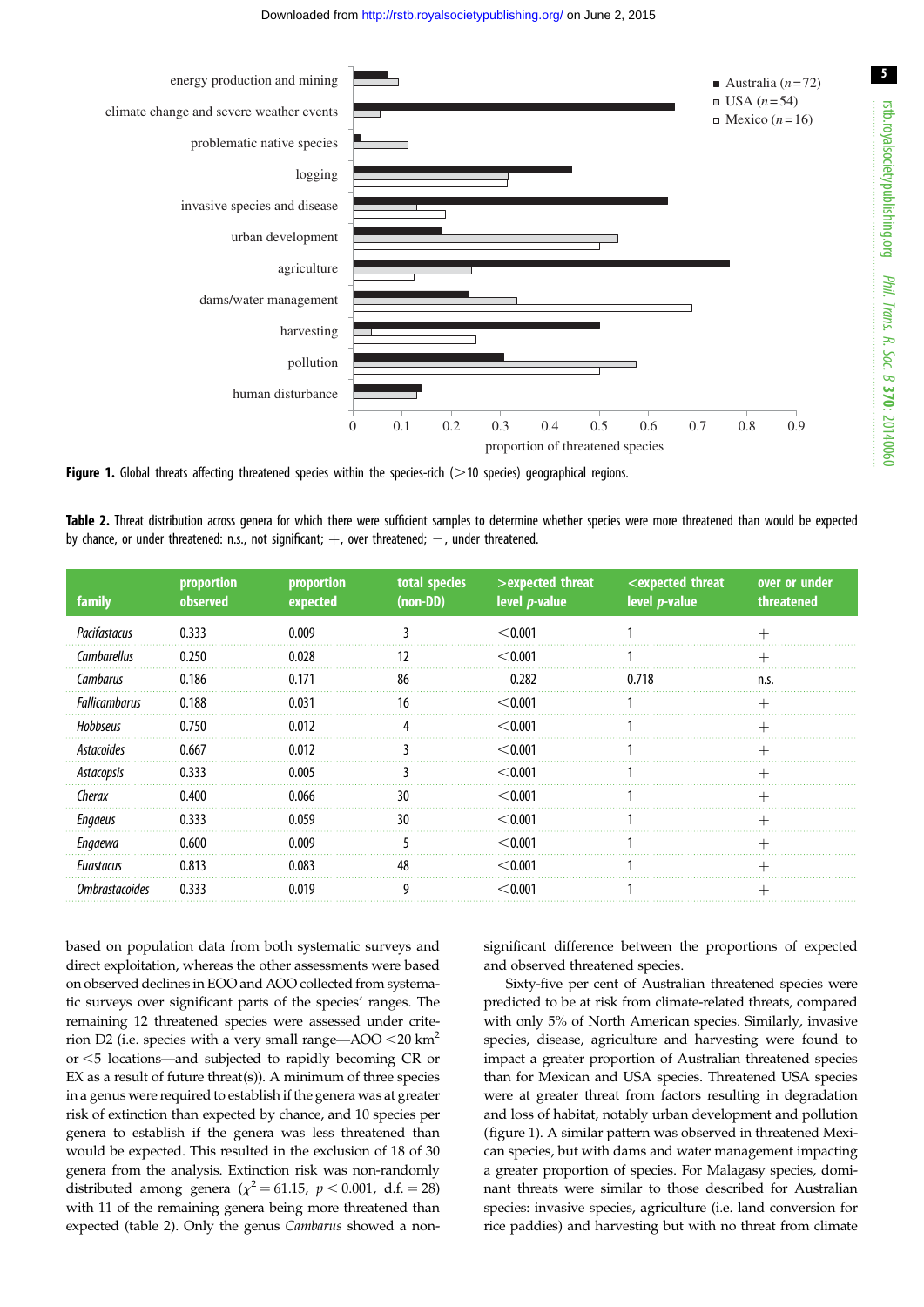Figure 1. Global threats affecting threatened species within the species-rich (>10 species) geographical regions.

Table 2. Threat distribution across genera for which there were sufficient samples to determine whether species were more threatened than would be expected by chance, or under threatened: n.s., not significant; +, over threatened; −, under threatened.

| family | proportion observed | proportion expected | total species (non-DD) | >expected threat level *p*-value | <expected threat level *p*-value | over or under threatened |
|---|---|---|---|---|---|---|
| *Pacifastacus* | 0.333 | 0.009 | 3 | <0.001 | 1 | + |
| *Cambarellus* | 0.250 | 0.028 | 12 | <0.001 | 1 | + |
| *Cambarus* | 0.186 | 0.171 | 86 | 0.282 | 0.718 | n.s. |
| *Fallicambarus* | 0.188 | 0.031 | 16 | <0.001 | 1 | + |
| *Hobbseus* | 0.750 | 0.012 | 4 | <0.001 | 1 | + |
| *Astacoides* | 0.667 | 0.012 | 3 | <0.001 | 1 | + |
| *Astacopsis* | 0.333 | 0.005 | 3 | <0.001 | 1 | + |
| *Cherax* | 0.400 | 0.066 | 30 | <0.001 | 1 | + |
| *Engaeus* | 0.333 | 0.059 | 30 | <0.001 | 1 | + |
| *Engaewa* | 0.600 | 0.009 | 5 | <0.001 | 1 | + |
| *Euastacus* | 0.813 | 0.083 | 48 | <0.001 | 1 | + |
| *Ombrastacoides* | 0.333 | 0.019 | 9 | <0.001 | 1 | + |

based on population data from both systematic surveys and direct exploitation, whereas the other assessments were based on observed declines in EOO and AOO collected from systematic surveys over significant parts of the species' ranges. The remaining 12 threatened species were assessed under criterion D2 (i.e. species with a very small range—AOO <20 km$^2$ or <5 locations—and subjected to rapidly becoming CR or EX as a result of future threat(s)). A minimum of three species in a genus were required to establish if the genera was at greater risk of extinction than expected by chance, and 10 species per genera to establish if the genera was less threatened than would be expected. This resulted in the exclusion of 18 of 30 genera from the analysis. Extinction risk was non-randomly distributed among genera ($\chi^2 = 61.15$, $p < 0.001$, d.f. $= 28$) with 11 of the remaining genera being more threatened than expected (table 2). Only the genus *Cambarus* showed a non-significant difference between the proportions of expected and observed threatened species.

Sixty-five per cent of Australian threatened species were predicted to be at risk from climate-related threats, compared with only 5% of North American species. Similarly, invasive species, disease, agriculture and harvesting were found to impact a greater proportion of Australian threatened species than for Mexican and USA species. Threatened USA species were at greater threat from factors resulting in degradation and loss of habitat, notably urban development and pollution (figure 1). A similar pattern was observed in threatened Mexican species, but with dams and water management impacting a greater proportion of species. For Malagasy species, dominant threats were similar to those described for Australian species: invasive species, agriculture (i.e. land conversion for rice paddies) and harvesting but with no threat from climate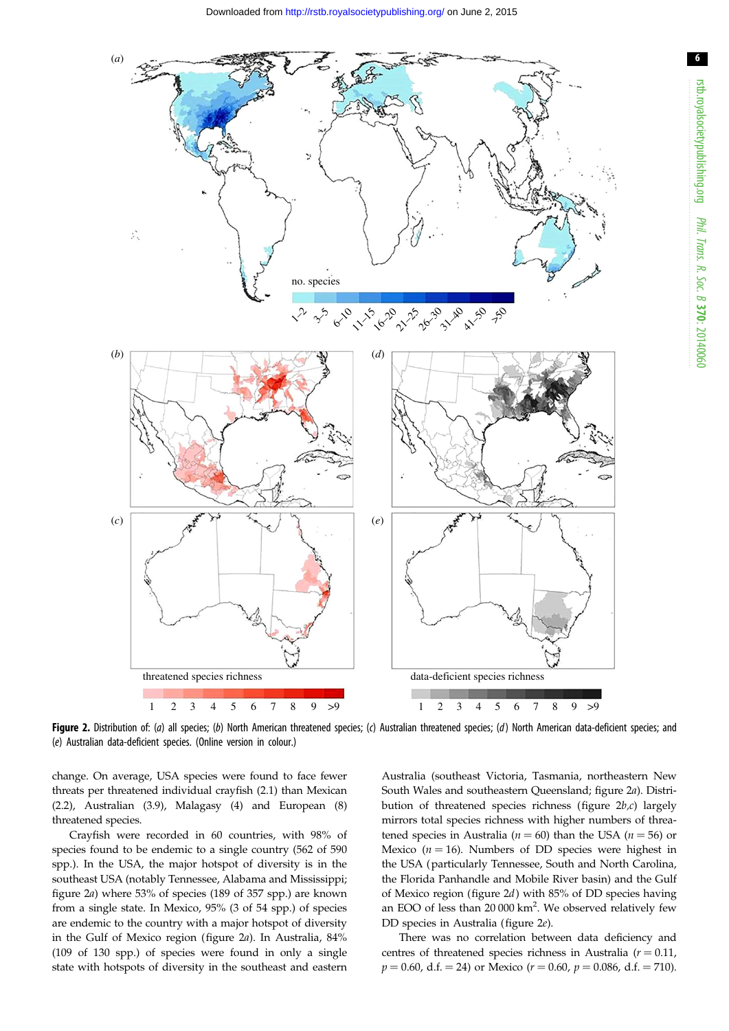**Figure 2.** Distribution of: (*a*) all species; (*b*) North American threatened species; (*c*) Australian threatened species; (*d*) North American data-deficient species; and (*e*) Australian data-deficient species. (Online version in colour.)

change. On average, USA species were found to face fewer threats per threatened individual crayfish (2.1) than Mexican (2.2), Australian (3.9), Malagasy (4) and European (8) threatened species.

Crayfish were recorded in 60 countries, with 98% of species found to be endemic to a single country (562 of 590 spp.). In the USA, the major hotspot of diversity is in the southeast USA (notably Tennessee, Alabama and Mississippi; figure 2*a*) where 53% of species (189 of 357 spp.) are known from a single state. In Mexico, 95% (3 of 54 spp.) of species are endemic to the country with a major hotspot of diversity in the Gulf of Mexico region (figure 2*a*). In Australia, 84% (109 of 130 spp.) of species were found in only a single state with hotspots of diversity in the southeast and eastern Australia (southeast Victoria, Tasmania, northeastern New South Wales and southeastern Queensland; figure 2*a*). Distribution of threatened species richness (figure 2*b*,*c*) largely mirrors total species richness with higher numbers of threatened species in Australia ($n = 60$) than the USA ($n = 56$) or Mexico ($n = 16$). Numbers of DD species were highest in the USA (particularly Tennessee, South and North Carolina, the Florida Panhandle and Mobile River basin) and the Gulf of Mexico region (figure 2*d*) with 85% of DD species having an EOO of less than 20 000 km$^2$. We observed relatively few DD species in Australia (figure 2*e*).

There was no correlation between data deficiency and centres of threatened species richness in Australia ($r = 0.11$, $p = 0.60$, d.f. $= 24$) or Mexico ($r = 0.60$, $p = 0.086$, d.f. $= 710$).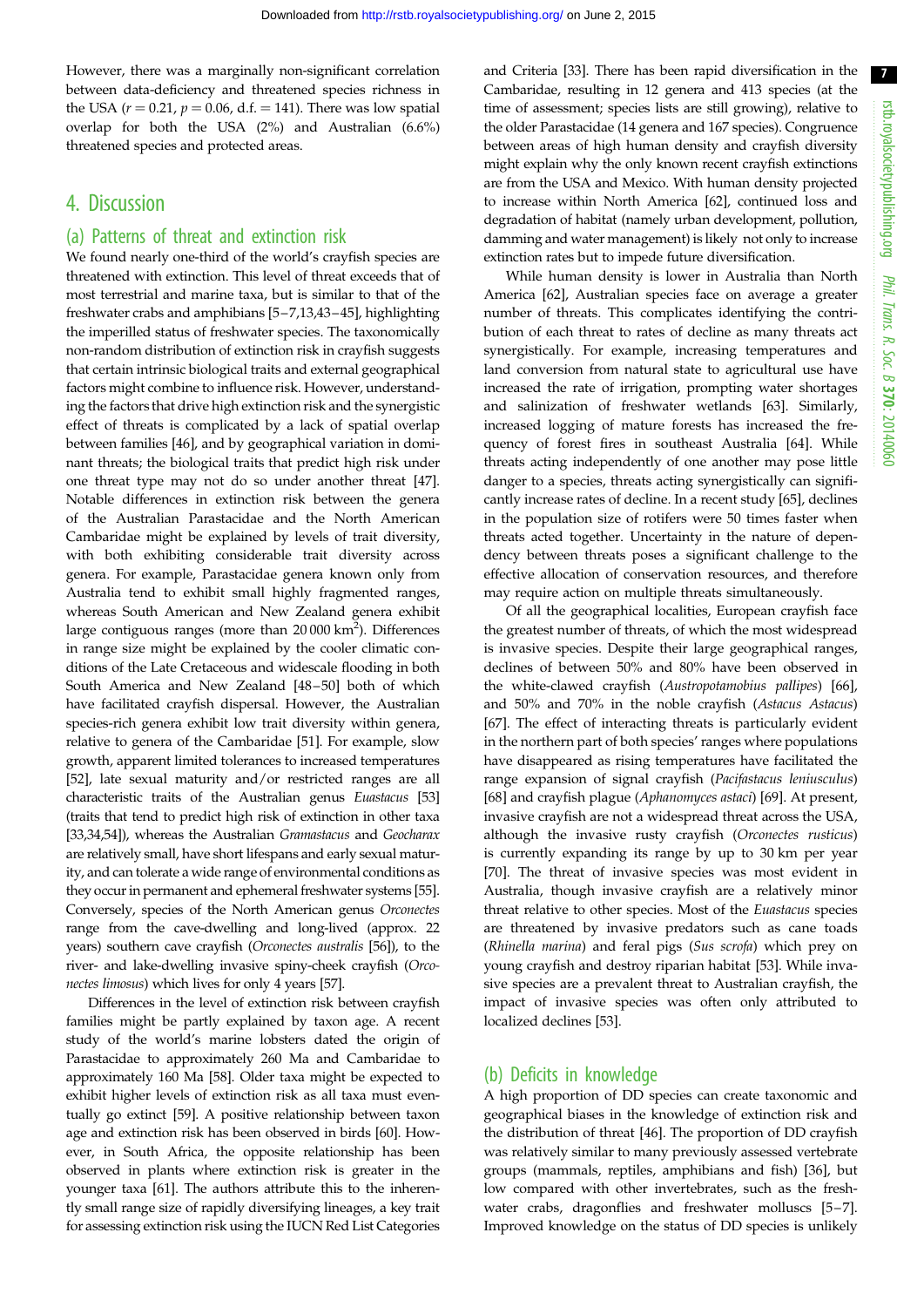However, there was a marginally non-significant correlation between data-deficiency and threatened species richness in the USA ($r = 0.21$, $p = 0.06$, d.f. = 141). There was low spatial overlap for both the USA (2%) and Australian (6.6%) threatened species and protected areas.

## 4. Discussion

### (a) Patterns of threat and extinction risk

We found nearly one-third of the world's crayfish species are threatened with extinction. This level of threat exceeds that of most terrestrial and marine taxa, but is similar to that of the freshwater crabs and amphibians [5–7,13,43–45], highlighting the imperilled status of freshwater species. The taxonomically non-random distribution of extinction risk in crayfish suggests that certain intrinsic biological traits and external geographical factors might combine to influence risk. However, understanding the factors that drive high extinction risk and the synergistic effect of threats is complicated by a lack of spatial overlap between families [46], and by geographical variation in dominant threats; the biological traits that predict high risk under one threat type may not do so under another threat [47]. Notable differences in extinction risk between the genera of the Australian Parastacidae and the North American Cambaridae might be explained by levels of trait diversity, with both exhibiting considerable trait diversity across genera. For example, Parastacidae genera known only from Australia tend to exhibit small highly fragmented ranges, whereas South American and New Zealand genera exhibit large contiguous ranges (more than 20 000 km$^2$). Differences in range size might be explained by the cooler climatic conditions of the Late Cretaceous and widescale flooding in both South America and New Zealand [48–50] both of which have facilitated crayfish dispersal. However, the Australian species-rich genera exhibit low trait diversity within genera, relative to genera of the Cambaridae [51]. For example, slow growth, apparent limited tolerances to increased temperatures [52], late sexual maturity and/or restricted ranges are all characteristic traits of the Australian genus *Euastacus* [53] (traits that tend to predict high risk of extinction in other taxa [33,34,54]), whereas the Australian *Gramastacus* and *Geocharax* are relatively small, have short lifespans and early sexual maturity, and can tolerate a wide range of environmental conditions as they occur in permanent and ephemeral freshwater systems [55]. Conversely, species of the North American genus *Orconectes* range from the cave-dwelling and long-lived (approx. 22 years) southern cave crayfish (*Orconectes australis* [56]), to the river- and lake-dwelling invasive spiny-cheek crayfish (*Orconectes limosus*) which lives for only 4 years [57].

Differences in the level of extinction risk between crayfish families might be partly explained by taxon age. A recent study of the world's marine lobsters dated the origin of Parastacidae to approximately 260 Ma and Cambaridae to approximately 160 Ma [58]. Older taxa might be expected to exhibit higher levels of extinction risk as all taxa must eventually go extinct [59]. A positive relationship between taxon age and extinction risk has been observed in birds [60]. However, in South Africa, the opposite relationship has been observed in plants where extinction risk is greater in the younger taxa [61]. The authors attribute this to the inherently small range size of rapidly diversifying lineages, a key trait for assessing extinction risk using the IUCN Red List Categories and Criteria [33]. There has been rapid diversification in the Cambaridae, resulting in 12 genera and 413 species (at the time of assessment; species lists are still growing), relative to the older Parastacidae (14 genera and 167 species). Congruence between areas of high human density and crayfish diversity might explain why the only known recent crayfish extinctions are from the USA and Mexico. With human density projected to increase within North America [62], continued loss and degradation of habitat (namely urban development, pollution, damming and water management) is likely not only to increase extinction rates but to impede future diversification.

While human density is lower in Australia than North America [62], Australian species face on average a greater number of threats. This complicates identifying the contribution of each threat to rates of decline as many threats act synergistically. For example, increasing temperatures and land conversion from natural state to agricultural use have increased the rate of irrigation, prompting water shortages and salinization of freshwater wetlands [63]. Similarly, increased logging of mature forests has increased the frequency of forest fires in southeast Australia [64]. While threats acting independently of one another may pose little danger to a species, threats acting synergistically can significantly increase rates of decline. In a recent study [65], declines in the population size of rotifers were 50 times faster when threats acted together. Uncertainty in the nature of dependency between threats poses a significant challenge to the effective allocation of conservation resources, and therefore may require action on multiple threats simultaneously.

Of all the geographical localities, European crayfish face the greatest number of threats, of which the most widespread is invasive species. Despite their large geographical ranges, declines of between 50% and 80% have been observed in the white-clawed crayfish (*Austropotamobius pallipes*) [66], and 50% and 70% in the noble crayfish (*Astacus Astacus*) [67]. The effect of interacting threats is particularly evident in the northern part of both species' ranges where populations have disappeared as rising temperatures have facilitated the range expansion of signal crayfish (*Pacifastacus leniusculus*) [68] and crayfish plague (*Aphanomyces astaci*) [69]. At present, invasive crayfish are not a widespread threat across the USA, although the invasive rusty crayfish (*Orconectes rusticus*) is currently expanding its range by up to 30 km per year [70]. The threat of invasive species was most evident in Australia, though invasive crayfish are a relatively minor threat relative to other species. Most of the *Euastacus* species are threatened by invasive predators such as cane toads (*Rhinella marina*) and feral pigs (*Sus scrofa*) which prey on young crayfish and destroy riparian habitat [53]. While invasive species are a prevalent threat to Australian crayfish, the impact of invasive species was often only attributed to localized declines [53].

### (b) Deficits in knowledge

A high proportion of DD species can create taxonomic and geographical biases in the knowledge of extinction risk and the distribution of threat [46]. The proportion of DD crayfish was relatively similar to many previously assessed vertebrate groups (mammals, reptiles, amphibians and fish) [36], but low compared with other invertebrates, such as the freshwater crabs, dragonflies and freshwater molluscs [5–7]. Improved knowledge on the status of DD species is unlikely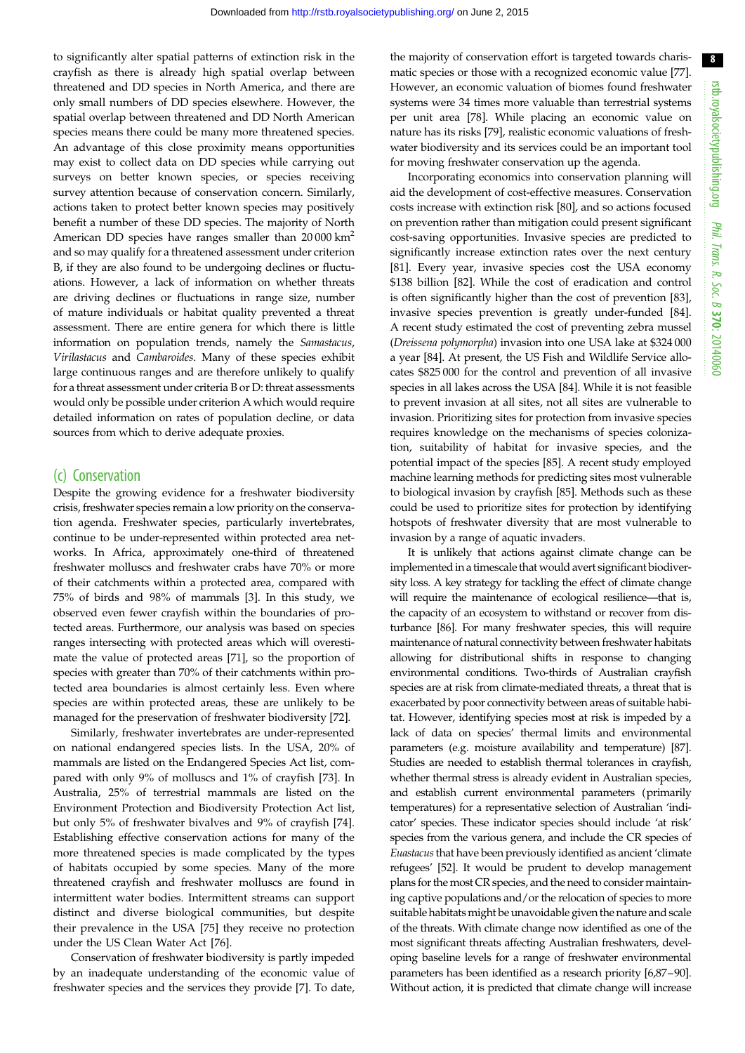to significantly alter spatial patterns of extinction risk in the crayfish as there is already high spatial overlap between threatened and DD species in North America, and there are only small numbers of DD species elsewhere. However, the spatial overlap between threatened and DD North American species means there could be many more threatened species. An advantage of this close proximity means opportunities may exist to collect data on DD species while carrying out surveys on better known species, or species receiving survey attention because of conservation concern. Similarly, actions taken to protect better known species may positively benefit a number of these DD species. The majority of North American DD species have ranges smaller than 20 000 km$^2$ and so may qualify for a threatened assessment under criterion B, if they are also found to be undergoing declines or fluctuations. However, a lack of information on whether threats are driving declines or fluctuations in range size, number of mature individuals or habitat quality prevented a threat assessment. There are entire genera for which there is little information on population trends, namely the *Samastacus*, *Virilastacus* and *Cambaroides*. Many of these species exhibit large continuous ranges and are therefore unlikely to qualify for a threat assessment under criteria B or D: threat assessments would only be possible under criterion A which would require detailed information on rates of population decline, or data sources from which to derive adequate proxies.

## (c) Conservation

Despite the growing evidence for a freshwater biodiversity crisis, freshwater species remain a low priority on the conservation agenda. Freshwater species, particularly invertebrates, continue to be under-represented within protected area networks. In Africa, approximately one-third of threatened freshwater molluscs and freshwater crabs have 70% or more of their catchments within a protected area, compared with 75% of birds and 98% of mammals [3]. In this study, we observed even fewer crayfish within the boundaries of protected areas. Furthermore, our analysis was based on species ranges intersecting with protected areas which will overestimate the value of protected areas [71], so the proportion of species with greater than 70% of their catchments within protected area boundaries is almost certainly less. Even where species are within protected areas, these are unlikely to be managed for the preservation of freshwater biodiversity [72].

Similarly, freshwater invertebrates are under-represented on national endangered species lists. In the USA, 20% of mammals are listed on the Endangered Species Act list, compared with only 9% of molluscs and 1% of crayfish [73]. In Australia, 25% of terrestrial mammals are listed on the Environment Protection and Biodiversity Protection Act list, but only 5% of freshwater bivalves and 9% of crayfish [74]. Establishing effective conservation actions for many of the more threatened species is made complicated by the types of habitats occupied by some species. Many of the more threatened crayfish and freshwater molluscs are found in intermittent water bodies. Intermittent streams can support distinct and diverse biological communities, but despite their prevalence in the USA [75] they receive no protection under the US Clean Water Act [76].

Conservation of freshwater biodiversity is partly impeded by an inadequate understanding of the economic value of freshwater species and the services they provide [7]. To date, the majority of conservation effort is targeted towards charismatic species or those with a recognized economic value [77]. However, an economic valuation of biomes found freshwater systems were 34 times more valuable than terrestrial systems per unit area [78]. While placing an economic value on nature has its risks [79], realistic economic valuations of freshwater biodiversity and its services could be an important tool for moving freshwater conservation up the agenda.

Incorporating economics into conservation planning will aid the development of cost-effective measures. Conservation costs increase with extinction risk [80], and so actions focused on prevention rather than mitigation could present significant cost-saving opportunities. Invasive species are predicted to significantly increase extinction rates over the next century [81]. Every year, invasive species cost the USA economy \$138 billion [82]. While the cost of eradication and control is often significantly higher than the cost of prevention [83], invasive species prevention is greatly under-funded [84]. A recent study estimated the cost of preventing zebra mussel (*Dreissena polymorpha*) invasion into one USA lake at \$324 000 a year [84]. At present, the US Fish and Wildlife Service allocates \$825 000 for the control and prevention of all invasive species in all lakes across the USA [84]. While it is not feasible to prevent invasion at all sites, not all sites are vulnerable to invasion. Prioritizing sites for protection from invasive species requires knowledge on the mechanisms of species colonization, suitability of habitat for invasive species, and the potential impact of the species [85]. A recent study employed machine learning methods for predicting sites most vulnerable to biological invasion by crayfish [85]. Methods such as these could be used to prioritize sites for protection by identifying hotspots of freshwater diversity that are most vulnerable to invasion by a range of aquatic invaders.

It is unlikely that actions against climate change can be implemented in a timescale that would avert significant biodiversity loss. A key strategy for tackling the effect of climate change will require the maintenance of ecological resilience—that is, the capacity of an ecosystem to withstand or recover from disturbance [86]. For many freshwater species, this will require maintenance of natural connectivity between freshwater habitats allowing for distributional shifts in response to changing environmental conditions. Two-thirds of Australian crayfish species are at risk from climate-mediated threats, a threat that is exacerbated by poor connectivity between areas of suitable habitat. However, identifying species most at risk is impeded by a lack of data on species' thermal limits and environmental parameters (e.g. moisture availability and temperature) [87]. Studies are needed to establish thermal tolerances in crayfish, whether thermal stress is already evident in Australian species, and establish current environmental parameters (primarily temperatures) for a representative selection of Australian 'indicator' species. These indicator species should include 'at risk' species from the various genera, and include the CR species of *Euastacus* that have been previously identified as ancient 'climate refugees' [52]. It would be prudent to develop management plans for the most CR species, and the need to consider maintaining captive populations and/or the relocation of species to more suitable habitats might be unavoidable given the nature and scale of the threats. With climate change now identified as one of the most significant threats affecting Australian freshwaters, developing baseline levels for a range of freshwater environmental parameters has been identified as a research priority [6,87–90]. Without action, it is predicted that climate change will increase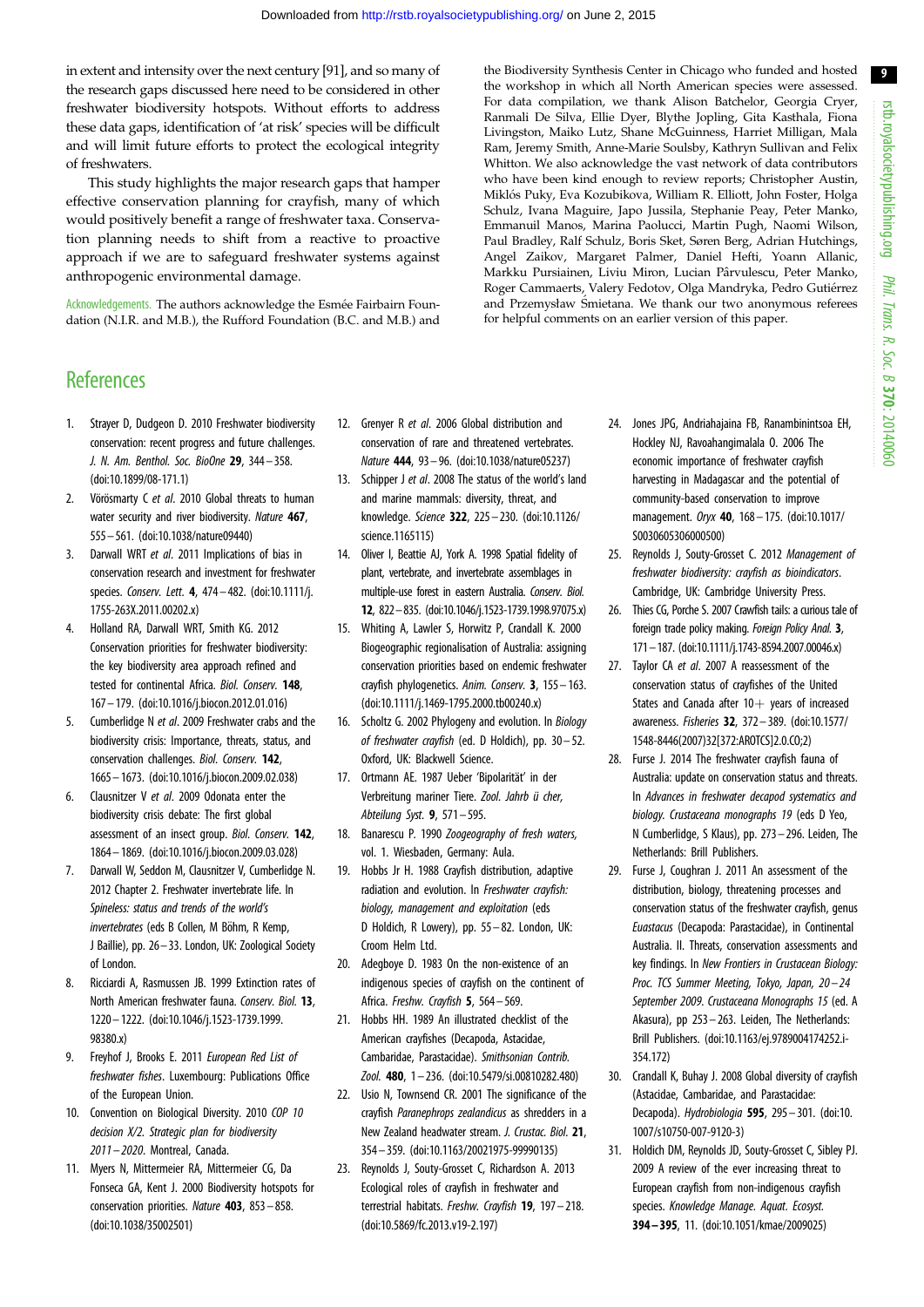in extent and intensity over the next century [91], and so many of the research gaps discussed here need to be considered in other freshwater biodiversity hotspots. Without efforts to address these data gaps, identification of 'at risk' species will be difficult and will limit future efforts to protect the ecological integrity of freshwaters.

This study highlights the major research gaps that hamper effective conservation planning for crayfish, many of which would positively benefit a range of freshwater taxa. Conservation planning needs to shift from a reactive to proactive approach if we are to safeguard freshwater systems against anthropogenic environmental damage.

Acknowledgements. The authors acknowledge the Esmée Fairbairn Foundation (N.I.R. and M.B.), the Rufford Foundation (B.C. and M.B.) and the Biodiversity Synthesis Center in Chicago who funded and hosted the workshop in which all North American species were assessed. For data compilation, we thank Alison Batchelor, Georgia Cryer, Ranmali De Silva, Ellie Dyer, Blythe Jopling, Gita Kasthala, Fiona Livingston, Maiko Lutz, Shane McGuinness, Harriet Milligan, Mala Ram, Jeremy Smith, Anne-Marie Soulsby, Kathryn Sullivan and Felix Whitton. We also acknowledge the vast network of data contributors who have been kind enough to review reports; Christopher Austin, Miklós Puky, Eva Kozubikova, William R. Elliott, John Foster, Holga Schulz, Ivana Maguire, Japo Jussila, Stephanie Peay, Peter Manko, Emmanuil Manos, Marina Paolucci, Martin Pugh, Naomi Wilson, Paul Bradley, Ralf Schulz, Boris Sket, Søren Berg, Adrian Hutchings, Angel Zaikov, Margaret Palmer, Daniel Hefti, Yoann Allanic, Markku Pursiainen, Liviu Miron, Lucian Pârvulescu, Peter Manko, Roger Cammaerts, Valery Fedotov, Olga Mandryka, Pedro Gutiérrez and Przemysław Śmietana. We thank our two anonymous referees for helpful comments on an earlier version of this paper.

# References

1. Strayer D, Dudgeon D. 2010 Freshwater biodiversity conservation: recent progress and future challenges. *J. N. Am. Benthol. Soc. BioOne* **29**, 344–358. (doi:10.1899/08-171.1)
2. Vörösmarty C *et al*. 2010 Global threats to human water security and river biodiversity. *Nature* **467**, 555–561. (doi:10.1038/nature09440)
3. Darwall WRT *et al*. 2011 Implications of bias in conservation research and investment for freshwater species. *Conserv. Lett.* **4**, 474–482. (doi:10.1111/j.1755-263X.2011.00202.x)
4. Holland RA, Darwall WRT, Smith KG. 2012 Conservation priorities for freshwater biodiversity: the key biodiversity area approach refined and tested for continental Africa. *Biol. Conserv.* **148**, 167–179. (doi:10.1016/j.biocon.2012.01.016)
5. Cumberlidge N *et al*. 2009 Freshwater crabs and the biodiversity crisis: Importance, threats, status, and conservation challenges. *Biol. Conserv.* **142**, 1665–1673. (doi:10.1016/j.biocon.2009.02.038)
6. Clausnitzer V *et al*. 2009 Odonata enter the biodiversity crisis debate: The first global assessment of an insect group. *Biol. Conserv.* **142**, 1864–1869. (doi:10.1016/j.biocon.2009.03.028)
7. Darwall W, Seddon M, Clausnitzer V, Cumberlidge N. 2012 Chapter 2. Freshwater invertebrate life. In *Spineless: status and trends of the world's invertebrates* (eds B Collen, M Böhm, R Kemp, J Baillie), pp. 26–33. London, UK: Zoological Society of London.
8. Ricciardi A, Rasmussen JB. 1999 Extinction rates of North American freshwater fauna. *Conserv. Biol.* **13**, 1220–1222. (doi:10.1046/j.1523-1739.1999.98380.x)
9. Freyhof J, Brooks E. 2011 *European Red List of freshwater fishes*. Luxembourg: Publications Office of the European Union.
10. Convention on Biological Diversity. 2010 *COP 10 decision X/2. Strategic plan for biodiversity 2011–2020*. Montreal, Canada.
11. Myers N, Mittermeier RA, Mittermeier CG, Da Fonseca GA, Kent J. 2000 Biodiversity hotspots for conservation priorities. *Nature* **403**, 853–858. (doi:10.1038/35002501)
12. Grenyer R *et al*. 2006 Global distribution and conservation of rare and threatened vertebrates. *Nature* **444**, 93–96. (doi:10.1038/nature05237)
13. Schipper J *et al*. 2008 The status of the world's land and marine mammals: diversity, threat, and knowledge. *Science* **322**, 225–230. (doi:10.1126/science.1165115)
14. Oliver I, Beattie AJ, York A. 1998 Spatial fidelity of plant, vertebrate, and invertebrate assemblages in multiple-use forest in eastern Australia. *Conserv. Biol.* **12**, 822–835. (doi:10.1046/j.1523-1739.1998.97075.x)
15. Whiting A, Lawler S, Horwitz P, Crandall K. 2000 Biogeographic regionalisation of Australia: assigning conservation priorities based on endemic freshwater crayfish phylogenetics. *Anim. Conserv.* **3**, 155–163. (doi:10.1111/j.1469-1795.2000.tb00240.x)
16. Scholtz G. 2002 Phylogeny and evolution. In *Biology of freshwater crayfish* (ed. D Holdich), pp. 30–52. Oxford, UK: Blackwell Science.
17. Ortmann AE. 1987 Ueber 'Bipolarität' in der Verbreitung mariner Tiere. *Zool. Jahrb ü cher, Abteilung Syst.* **9**, 571–595.
18. Banarescu P. 1990 *Zoogeography of fresh waters*, vol. 1. Wiesbaden, Germany: Aula.
19. Hobbs Jr H. 1988 Crayfish distribution, adaptive radiation and evolution. In *Freshwater crayfish: biology, management and exploitation* (eds D Holdich, R Lowery), pp. 55–82. London, UK: Croom Helm Ltd.
20. Adegboye D. 1983 On the non-existence of an indigenous species of crayfish on the continent of Africa. *Freshw. Crayfish* **5**, 564–569.
21. Hobbs HH. 1989 An illustrated checklist of the American crayfishes (Decapoda, Astacidae, Cambaridae, Parastacidae). *Smithsonian Contrib. Zool.* **480**, 1–236. (doi:10.5479/si.00810282.480)
22. Usio N, Townsend CR. 2001 The significance of the crayfish *Paranephrops zealandicus* as shredders in a New Zealand headwater stream. *J. Crustac. Biol.* **21**, 354–359. (doi:10.1163/20021975-99990135)
23. Reynolds J, Souty-Grosset C, Richardson A. 2013 Ecological roles of crayfish in freshwater and terrestrial habitats. *Freshw. Crayfish* **19**, 197–218. (doi:10.5869/fc.2013.v19-2.197)
24. Jones JPG, Andriahajaina FB, Ranambinintsoa EH, Hockley NJ, Ravoahangimalala O. 2006 The economic importance of freshwater crayfish harvesting in Madagascar and the potential of community-based conservation to improve management. *Oryx* **40**, 168–175. (doi:10.1017/S0030605306000500)
25. Reynolds J, Souty-Grosset C. 2012 *Management of freshwater biodiversity: crayfish as bioindicators*. Cambridge, UK: Cambridge University Press.
26. Thies CG, Porche S. 2007 Crawfish tails: a curious tale of foreign trade policy making. *Foreign Policy Anal.* **3**, 171–187. (doi:10.1111/j.1743-8594.2007.00046.x)
27. Taylor CA *et al*. 2007 A reassessment of the conservation status of crayfishes of the United States and Canada after 10+ years of increased awareness. *Fisheries* **32**, 372–389. (doi:10.1577/1548-8446(2007)32[372:AROTCS]2.0.CO;2)
28. Furse J. 2014 The freshwater crayfish fauna of Australia: update on conservation status and threats. In *Advances in freshwater decapod systematics and biology. Crustaceana monographs 19* (eds D Yeo, N Cumberlidge, S Klaus), pp. 273–296. Leiden, The Netherlands: Brill Publishers.
29. Furse J, Coughran J. 2011 An assessment of the distribution, biology, threatening processes and conservation status of the freshwater crayfish, genus *Euastacus* (Decapoda: Parastacidae), in Continental Australia. II. Threats, conservation assessments and key findings. In *New Frontiers in Crustacean Biology: Proc. TCS Summer Meeting, Tokyo, Japan, 20–24 September 2009. Crustaceana Monographs 15* (ed. A Akasura), pp 253–263. Leiden, The Netherlands: Brill Publishers. (doi:10.1163/ej.9789004174252.i-354.172)
30. Crandall K, Buhay J. 2008 Global diversity of crayfish (Astacidae, Cambaridae, and Parastacidae: Decapoda). *Hydrobiologia* **595**, 295–301. (doi:10.1007/s10750-007-9120-3)
31. Holdich DM, Reynolds JD, Souty-Grosset C, Sibley PJ. 2009 A review of the ever increasing threat to European crayfish from non-indigenous crayfish species. *Knowledge Manage. Aquat. Ecosyst.* **394–395**, 11. (doi:10.1051/kmae/2009025)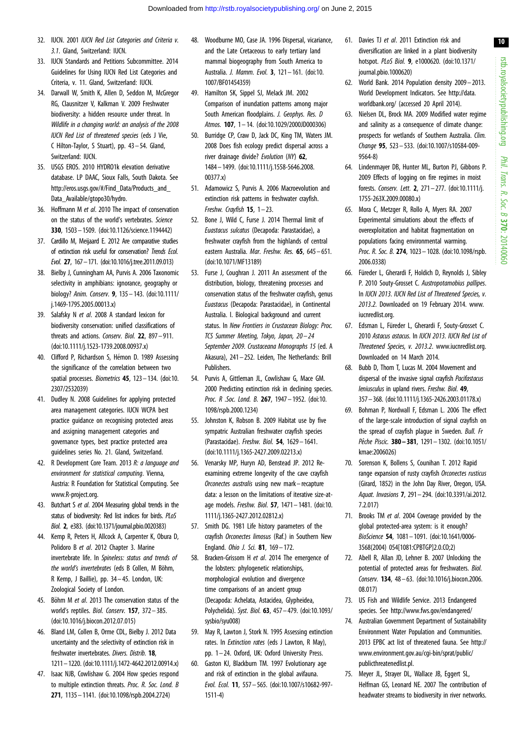32. IUCN. 2001 *IUCN Red List Categories and Criteria v. 3.1*. Gland, Switzerland: IUCN.
33. IUCN Standards and Petitions Subcommittee. 2014 Guidelines for Using IUCN Red List Categories and Criteria, v. 11. Gland, Switzerland: IUCN.
34. Darwall W, Smith K, Allen D, Seddon M, McGregor RG, Clausnitzer V, Kalkman V. 2009 Freshwater biodiversity: a hidden resource under threat. In *Wildlife in a changing world: an analysis of the 2008 IUCN Red List of threatened species* (eds J Vie, C Hilton-Taylor, S Stuart), pp. 43–54. Gland, Switzerland: IUCN.
35. USGS EROS. 2010 HYDRO1k elevation derivative database. LP DAAC, Sioux Falls, South Dakota. See http://eros.usgs.gov/#/Find_Data/Products_and_Data_Available/gtopo30/hydro.
36. Hoffmann M *et al*. 2010 The impact of conservation on the status of the world's vertebrates. *Science* **330**, 1503–1509. (doi:10.1126/science.1194442)
37. Cardillo M, Meijaard E. 2012 Are comparative studies of extinction risk useful for conservation? *Trends Ecol. Evol.* **27**, 167–171. (doi:10.1016/j.tree.2011.09.013)
38. Bielby J, Cunningham AA, Purvis A. 2006 Taxonomic selectivity in amphibians: ignorance, geography or biology? *Anim. Conserv.* **9**, 135–143. (doi:10.1111/j.1469-1795.2005.00013.x)
39. Salafsky N *et al*. 2008 A standard lexicon for biodiversity conservation: unified classifications of threats and actions. *Conserv. Biol.* **22**, 897–911. (doi:10.1111/j.1523-1739.2008.00937.x)
40. Clifford P, Richardson S, Hémon D. 1989 Assessing the significance of the correlation between two spatial processes. *Biometrics* **45**, 123–134. (doi:10.2307/2532039)
41. Dudley N. 2008 Guidelines for applying protected area management categories. IUCN WCPA best practice guidance on recognising protected areas and assigning management categories and governance types, best practice protected area guidelines series No. 21. Gland, Switzerland.
42. R Development Core Team. 2013 *R: a language and environment for statistical computing*. Vienna, Austria: R Foundation for Statistical Computing. See www.R-project.org.
43. Butchart S *et al*. 2004 Measuring global trends in the status of biodiversity: Red list indices for birds. *PLoS Biol.* **2**, e383. (doi:10.1371/journal.pbio.0020383)
44. Kemp R, Peters H, Allcock A, Carpenter K, Obura D, Polidoro B *et al*. 2012 Chapter 3. Marine invertebrate life. In *Spineless: status and trends of the world's invertebrates* (eds B Collen, M Böhm, R Kemp, J Baillie), pp. 34–45. London, UK: Zoological Society of London.
45. Böhm M *et al*. 2013 The conservation status of the world's reptiles. *Biol. Conserv.* **157**, 372–385. (doi:10.1016/j.biocon.2012.07.015)
46. Bland LM, Collen B, Orme CDL, Bielby J. 2012 Data uncertainty and the selectivity of extinction risk in freshwater invertebrates. *Divers. Distrib.* **18**, 1211–1220. (doi:10.1111/j.1472-4642.2012.00914.x)
47. Isaac NJB, Cowlishaw G. 2004 How species respond to multiple extinction threats. *Proc. R. Soc. Lond. B* **271**, 1135–1141. (doi:10.1098/rspb.2004.2724)
48. Woodburne MO, Case JA. 1996 Dispersal, vicariance, and the Late Cretaceous to early tertiary land mammal biogeography from South America to Australia. *J. Mamm. Evol.* **3**, 121–161. (doi:10.1007/BF01454359)
49. Hamilton SK, Sippel SJ, Melack JM. 2002 Comparison of inundation patterns among major South American floodplains. *J. Geophys. Res. D Atmos.* **107**, 1–14. (doi:10.1029/2000JD000306)
50. Burridge CP, Craw D, Jack DC, King TM, Waters JM. 2008 Does fish ecology predict dispersal across a river drainage divide? *Evolution (NY)* **62**, 1484–1499. (doi:10.1111/j.1558-5646.2008.00377.x)
51. Adamowicz S, Purvis A. 2006 Macroevolution and extinction risk patterns in freshwater crayfish. *Freshw. Crayfish* **15**, 1–23.
52. Bone J, Wild C, Furse J. 2014 Thermal limit of *Euastacus sulcatus* (Decapoda: Parastacidae), a freshwater crayfish from the highlands of central eastern Australia. *Mar. Freshw. Res.* **65**, 645–651. (doi:10.1071/MF13189)
53. Furse J, Coughran J. 2011 An assessment of the distribution, biology, threatening processes and conservation status of the freshwater crayfish, genus *Euastacus* (Decapoda: Parastacidae), in Continental Australia. I. Biological background and current status. In *New Frontiers in Crustacean Biology: Proc. TCS Summer Meeting, Tokyo, Japan, 20–24 September 2009. Crustaceana Monographs 15* (ed. A Akasura), 241–252. Leiden, The Netherlands: Brill Publishers.
54. Purvis A, Gittleman JL, Cowlishaw G, Mace GM. 2000 Predicting extinction risk in declining species. *Proc. R .Soc. Lond. B.* **267**, 1947–1952. (doi:10.1098/rspb.2000.1234)
55. Johnston K, Robson B. 2009 Habitat use by five sympatric Australian freshwater crayfish species (Parastacidae). *Freshw. Biol.* **54**, 1629–1641. (doi:10.1111/j.1365-2427.2009.02213.x)
56. Venarsky MP, Huryn AD, Benstead JP. 2012 Re-examining extreme longevity of the cave crayfish *Orconectes australis* using new mark–recapture data: a lesson on the limitations of iterative size-at-age models. *Freshw. Biol.* **57**, 1471–1481. (doi:10.1111/j.1365-2427.2012.02812.x)
57. Smith DG. 1981 Life history parameters of the crayfish *Orconectes limosus* (Raf.) in Southern New England. *Ohio J. Sci.* **81**, 169–172.
58. Bracken-Grissom H *et al*. 2014 The emergence of the lobsters: phylogenetic relationships, morphological evolution and divergence time comparisons of an ancient group (Decapoda: Achelata, Astacidea, Glypheidea, Polychelida). *Syst. Biol.* **63**, 457–479. (doi:10.1093/sysbio/syu008)
59. May R, Lawton J, Stork N. 1995 Assessing extinction rates. In *Extinction rates* (eds J Lawton, R May), pp. 1–24. Oxford, UK: Oxford University Press.
60. Gaston KJ, Blackburn TM. 1997 Evolutionary age and risk of extinction in the global avifauna. *Evol. Ecol.* **11**, 557–565. (doi:10.1007/s10682-997-1511-4)
61. Davies TJ *et al*. 2011 Extinction risk and diversification are linked in a plant biodiversity hotspot. *PLoS Biol.* **9**, e1000620. (doi:10.1371/journal.pbio.1000620)
62. World Bank. 2014 Population density 2009–2013. World Development Indicators. See http://data.worldbank.org/ (accessed 20 April 2014).
63. Nielsen DL, Brock MA. 2009 Modified water regime and salinity as a consequence of climate change: prospects for wetlands of Southern Australia. *Clim. Change* **95**, 523–533. (doi:10.1007/s10584-009-9564-8)
64. Lindenmayer DB, Hunter ML, Burton PJ, Gibbons P. 2009 Effects of logging on fire regimes in moist forests. *Conserv. Lett.* **2**, 271–277. (doi:10.1111/j.1755-263X.2009.00080.x)
65. Mora C, Metzger R, Rollo A, Myers RA. 2007 Experimental simulations about the effects of overexploitation and habitat fragmentation on populations facing environmental warming. *Proc. R. Soc. B.* **274**, 1023–1028. (doi:10.1098/rspb.2006.0338)
66. Füreder L, Gherardi F, Holdich D, Reynolds J, Sibley P. 2010 Souty-Grosset C. *Austropotamobius pallipes*. In *IUCN 2013. IUCN Red List of Threatened Species, v. 2013.2*. Downloaded on 19 February 2014. www.iucnredlist.org.
67. Edsman L, Füreder L, Gherardi F, Souty-Grosset C. 2010 *Astacus astacus*. In *IUCN 2013. IUCN Red List of Threatened Species, v. 2013.2*. www.iucnredlist.org. Downloaded on 14 March 2014.
68. Bubb D, Thom T, Lucas M. 2004 Movement and dispersal of the invasive signal crayfish *Pacifastacus leniusculus* in upland rivers. *Freshw. Biol.* **49**, 357–368. (doi:10.1111/j.1365-2426.2003.01178.x)
69. Bohman P, Nordwall F, Edsman L. 2006 The effect of the large-scale introduction of signal crayfish on the spread of crayfish plague in Sweden. *Bull. Fr Pêche Piscic.* **380–381**, 1291–1302. (doi:10.1051/kmae:2006026)
70. Sorenson K, Bollens S, Counihan T. 2012 Rapid range expansion of rusty crayfish *Orconectes rusticus* (Girard, 1852) in the John Day River, Oregon, USA. *Aquat. Invasions* **7**, 291–294. (doi:10.3391/ai.2012.7.2.017)
71. Brooks TM *et al*. 2004 Coverage provided by the global protected-area system: is it enough? *BioScience* **54**, 1081–1091. (doi:10.1641/0006-3568(2004) 054[1081:CPBTGP]2.0.CO;2)
72. Abell R, Allan JD, Lehner B. 2007 Unlocking the potential of protected areas for freshwaters. *Biol. Conserv.* **134**, 48–63. (doi:10.1016/j.biocon.2006.08.017)
73. US Fish and Wildlife Service. 2013 Endangered species. See http://www.fws.gov/endangered/
74. Australian Government Department of Sustainability Environment Water Population and Communities. 2013 EPBC act list of threatened fauna. See http://www.environment.gov.au/cgi-bin/sprat/public/publicthreatenedlist.pl.
75. Meyer JL, Strayer DL, Wallace JB, Eggert SL, Helfman GS, Leonard NE. 2007 The contribution of headwater streams to biodiversity in river networks.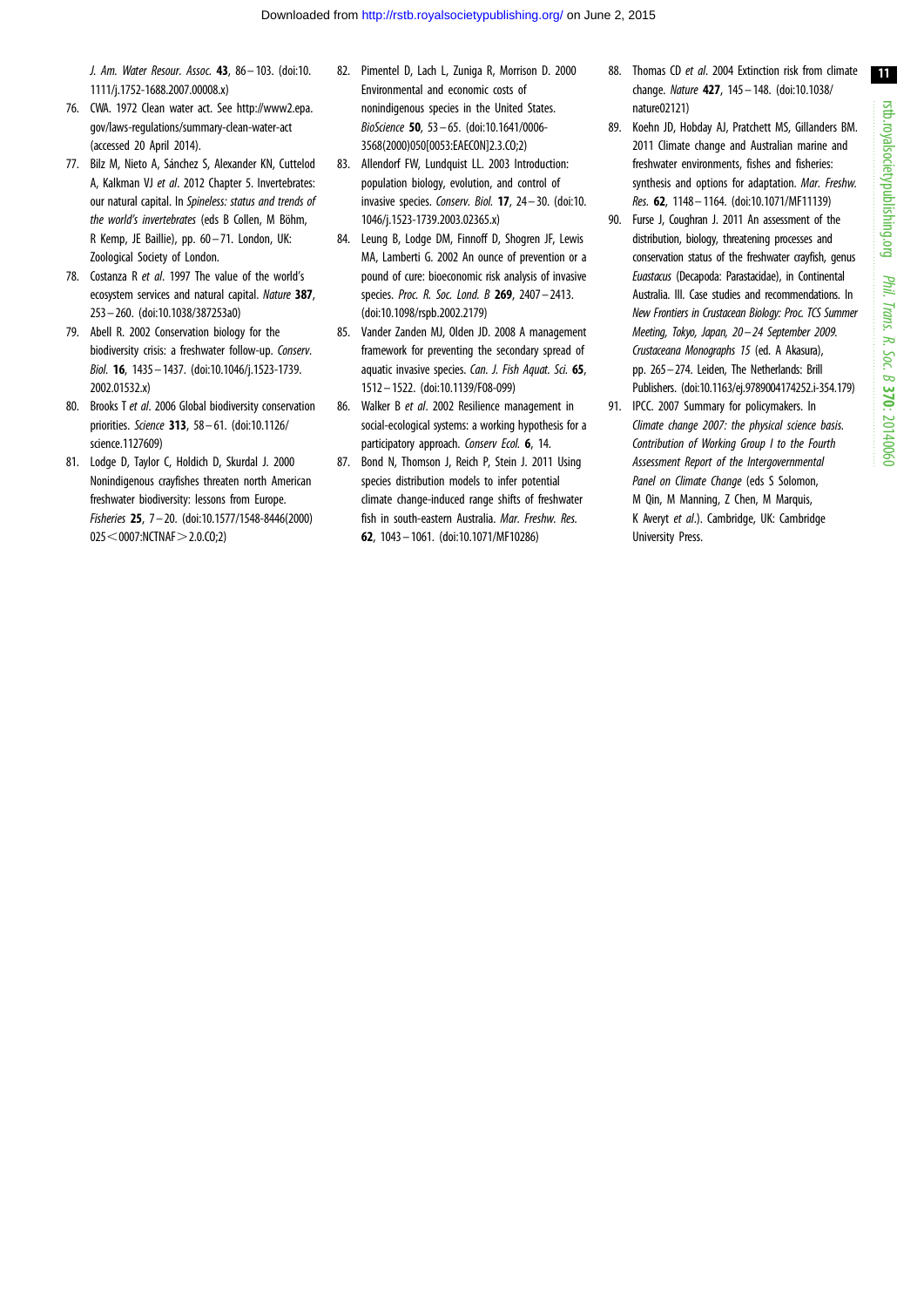*J. Am. Water Resour. Assoc.* **43**, 86–103. (doi:10.1111/j.1752-1688.2007.00008.x)

76. CWA. 1972 Clean water act. See http://www2.epa.gov/laws-regulations/summary-clean-water-act (accessed 20 April 2014).
77. Bilz M, Nieto A, Sánchez S, Alexander KN, Cuttelod A, Kalkman VJ *et al*. 2012 Chapter 5. Invertebrates: our natural capital. In *Spineless: status and trends of the world's invertebrates* (eds B Collen, M Böhm, R Kemp, JE Baillie), pp. 60–71. London, UK: Zoological Society of London.
78. Costanza R *et al*. 1997 The value of the world's ecosystem services and natural capital. *Nature* **387**, 253–260. (doi:10.1038/387253a0)
79. Abell R. 2002 Conservation biology for the biodiversity crisis: a freshwater follow-up. *Conserv. Biol.* **16**, 1435–1437. (doi:10.1046/j.1523-1739.2002.01532.x)
80. Brooks T *et al*. 2006 Global biodiversity conservation priorities. *Science* **313**, 58–61. (doi:10.1126/science.1127609)
81. Lodge D, Taylor C, Holdich D, Skurdal J. 2000 Nonindigenous crayfishes threaten north American freshwater biodiversity: lessons from Europe. *Fisheries* **25**, 7–20. (doi:10.1577/1548-8446(2000)025<0007:NCTNAF>2.0.CO;2)
82. Pimentel D, Lach L, Zuniga R, Morrison D. 2000 Environmental and economic costs of nonindigenous species in the United States. *BioScience* **50**, 53–65. (doi:10.1641/0006-3568(2000)050[0053:EAECON]2.3.CO;2)
83. Allendorf FW, Lundquist LL. 2003 Introduction: population biology, evolution, and control of invasive species. *Conserv. Biol.* **17**, 24–30. (doi:10.1046/j.1523-1739.2003.02365.x)
84. Leung B, Lodge DM, Finnoff D, Shogren JF, Lewis MA, Lamberti G. 2002 An ounce of prevention or a pound of cure: bioeconomic risk analysis of invasive species. *Proc. R. Soc. Lond. B* **269**, 2407–2413. (doi:10.1098/rspb.2002.2179)
85. Vander Zanden MJ, Olden JD. 2008 A management framework for preventing the secondary spread of aquatic invasive species. *Can. J. Fish Aquat. Sci.* **65**, 1512–1522. (doi:10.1139/F08-099)
86. Walker B *et al*. 2002 Resilience management in social-ecological systems: a working hypothesis for a participatory approach. *Conserv Ecol.* **6**, 14.
87. Bond N, Thomson J, Reich P, Stein J. 2011 Using species distribution models to infer potential climate change-induced range shifts of freshwater fish in south-eastern Australia. *Mar. Freshw. Res.* **62**, 1043–1061. (doi:10.1071/MF10286)
88. Thomas CD *et al*. 2004 Extinction risk from climate change. *Nature* **427**, 145–148. (doi:10.1038/nature02121)
89. Koehn JD, Hobday AJ, Pratchett MS, Gillanders BM. 2011 Climate change and Australian marine and freshwater environments, fishes and fisheries: synthesis and options for adaptation. *Mar. Freshw. Res.* **62**, 1148–1164. (doi:10.1071/MF11139)
90. Furse J, Coughran J. 2011 An assessment of the distribution, biology, threatening processes and conservation status of the freshwater crayfish, genus *Euastacus* (Decapoda: Parastacidae), in Continental Australia. III. Case studies and recommendations. In *New Frontiers in Crustacean Biology: Proc. TCS Summer Meeting, Tokyo, Japan, 20–24 September 2009. Crustaceana Monographs 15* (ed. A Akasura), pp. 265–274. Leiden, The Netherlands: Brill Publishers. (doi:10.1163/ej.9789004174252.i-354.179)
91. IPCC. 2007 Summary for policymakers. In *Climate change 2007: the physical science basis. Contribution of Working Group I to the Fourth Assessment Report of the Intergovernmental Panel on Climate Change* (eds S Solomon, M Qin, M Manning, Z Chen, M Marquis, K Averyt *et al*.). Cambridge, UK: Cambridge University Press.